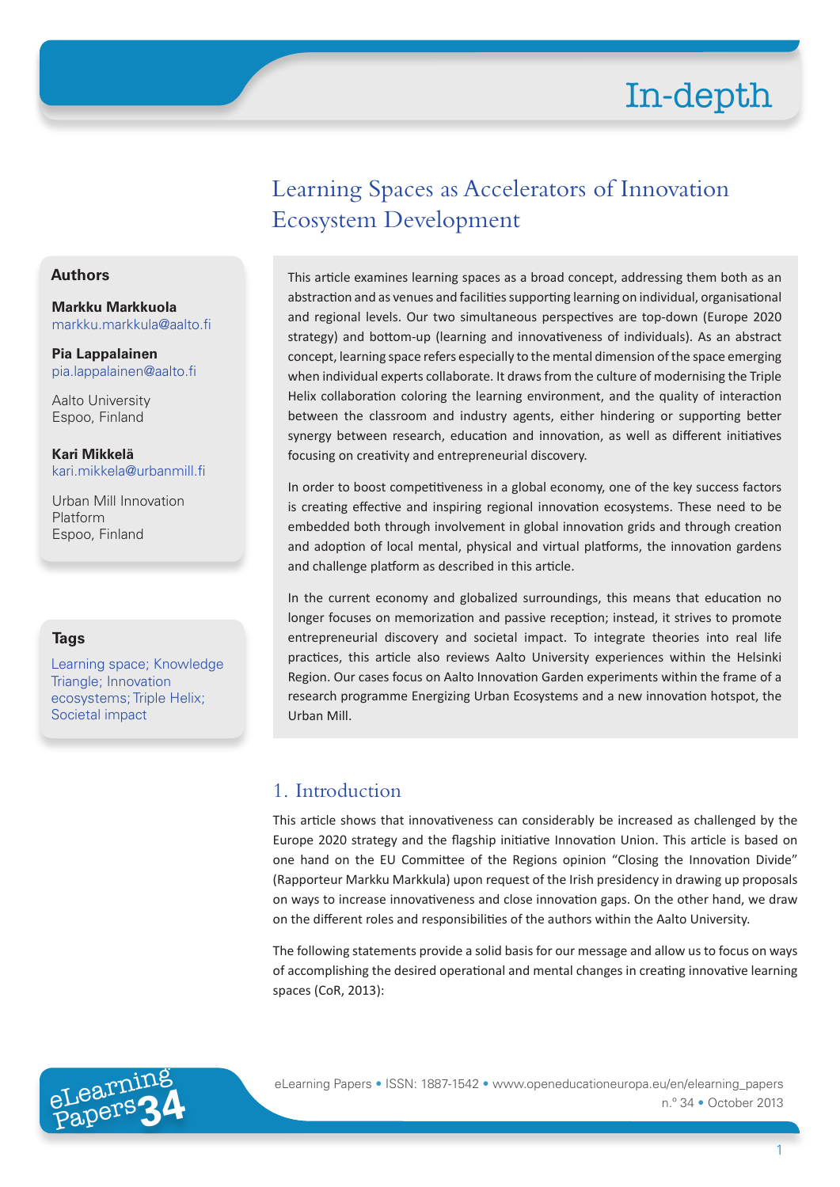# Learning Spaces as Accelerators of Innovation Ecosystem Development

## Authors

**Markku Markkuola**
markku.markkula@aalto.fi

**Pia Lappalainen**
pia.lappalainen@aalto.fi

Aalto University
Espoo, Finland

**Kari Mikkelä**
kari.mikkela@urbanmill.fi

Urban Mill Innovation Platform
Espoo, Finland

## Tags

Learning space; Knowledge Triangle; Innovation ecosystems; Triple Helix; Societal impact

This article examines learning spaces as a broad concept, addressing them both as an abstraction and as venues and facilities supporting learning on individual, organisational and regional levels. Our two simultaneous perspectives are top-down (Europe 2020 strategy) and bottom-up (learning and innovativeness of individuals). As an abstract concept, learning space refers especially to the mental dimension of the space emerging when individual experts collaborate. It draws from the culture of modernising the Triple Helix collaboration coloring the learning environment, and the quality of interaction between the classroom and industry agents, either hindering or supporting better synergy between research, education and innovation, as well as different initiatives focusing on creativity and entrepreneurial discovery.

In order to boost competitiveness in a global economy, one of the key success factors is creating effective and inspiring regional innovation ecosystems. These need to be embedded both through involvement in global innovation grids and through creation and adoption of local mental, physical and virtual platforms, the innovation gardens and challenge platform as described in this article.

In the current economy and globalized surroundings, this means that education no longer focuses on memorization and passive reception; instead, it strives to promote entrepreneurial discovery and societal impact. To integrate theories into real life practices, this article also reviews Aalto University experiences within the Helsinki Region. Our cases focus on Aalto Innovation Garden experiments within the frame of a research programme Energizing Urban Ecosystems and a new innovation hotspot, the Urban Mill.

## 1. Introduction

This article shows that innovativeness can considerably be increased as challenged by the Europe 2020 strategy and the flagship initiative Innovation Union. This article is based on one hand on the EU Committee of the Regions opinion "Closing the Innovation Divide" (Rapporteur Markku Markkula) upon request of the Irish presidency in drawing up proposals on ways to increase innovativeness and close innovation gaps. On the other hand, we draw on the different roles and responsibilities of the authors within the Aalto University.

The following statements provide a solid basis for our message and allow us to focus on ways of accomplishing the desired operational and mental changes in creating innovative learning spaces (CoR, 2013):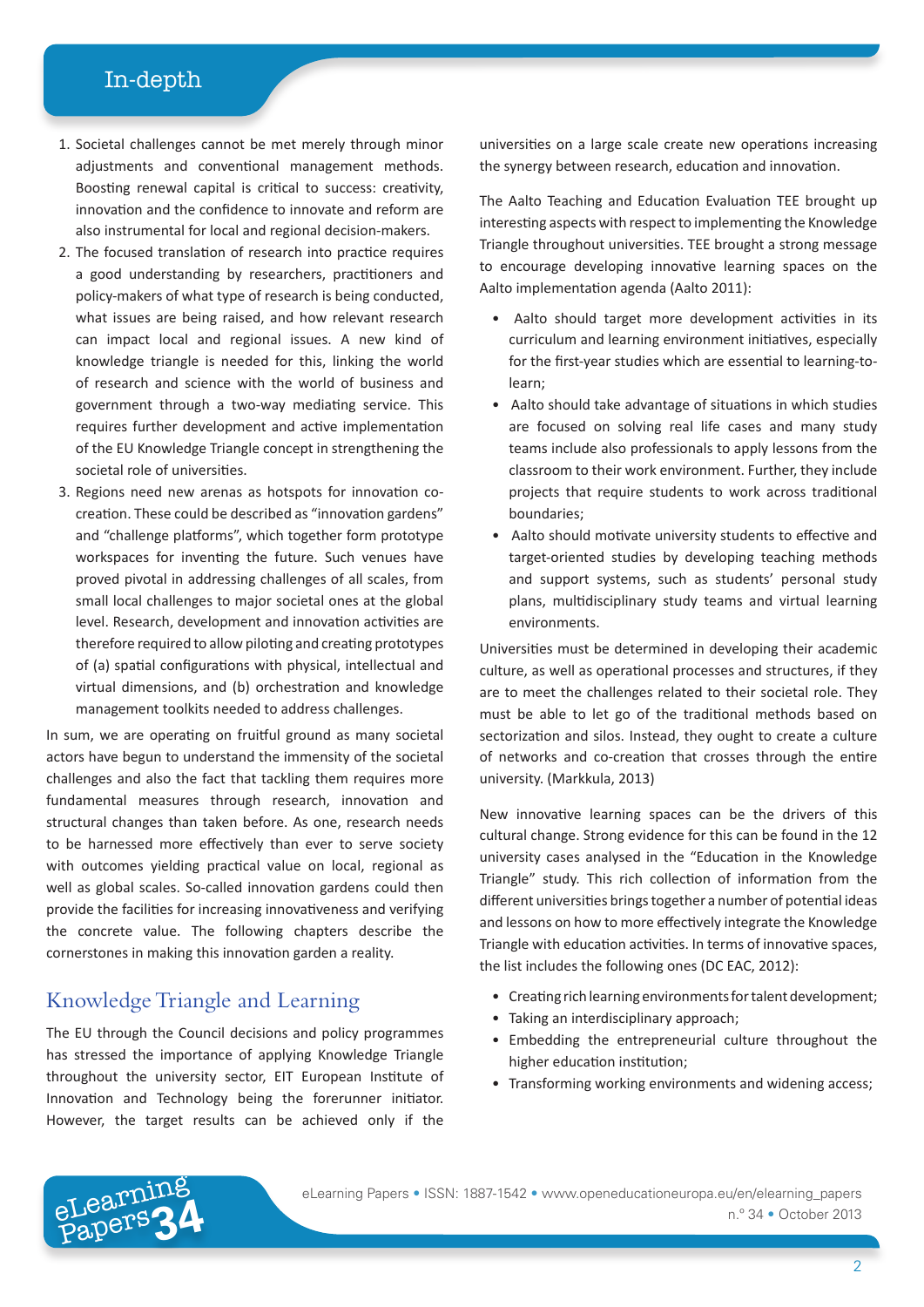1. Societal challenges cannot be met merely through minor adjustments and conventional management methods. Boosting renewal capital is critical to success: creativity, innovation and the confidence to innovate and reform are also instrumental for local and regional decision-makers.
2. The focused translation of research into practice requires a good understanding by researchers, practitioners and policy-makers of what type of research is being conducted, what issues are being raised, and how relevant research can impact local and regional issues. A new kind of knowledge triangle is needed for this, linking the world of research and science with the world of business and government through a two-way mediating service. This requires further development and active implementation of the EU Knowledge Triangle concept in strengthening the societal role of universities.
3. Regions need new arenas as hotspots for innovation co-creation. These could be described as "innovation gardens" and "challenge platforms", which together form prototype workspaces for inventing the future. Such venues have proved pivotal in addressing challenges of all scales, from small local challenges to major societal ones at the global level. Research, development and innovation activities are therefore required to allow piloting and creating prototypes of (a) spatial configurations with physical, intellectual and virtual dimensions, and (b) orchestration and knowledge management toolkits needed to address challenges.

In sum, we are operating on fruitful ground as many societal actors have begun to understand the immensity of the societal challenges and also the fact that tackling them requires more fundamental measures through research, innovation and structural changes than taken before. As one, research needs to be harnessed more effectively than ever to serve society with outcomes yielding practical value on local, regional as well as global scales. So-called innovation gardens could then provide the facilities for increasing innovativeness and verifying the concrete value. The following chapters describe the cornerstones in making this innovation garden a reality.

## Knowledge Triangle and Learning

The EU through the Council decisions and policy programmes has stressed the importance of applying Knowledge Triangle throughout the university sector, EIT European Institute of Innovation and Technology being the forerunner initiator. However, the target results can be achieved only if the universities on a large scale create new operations increasing the synergy between research, education and innovation.

The Aalto Teaching and Education Evaluation TEE brought up interesting aspects with respect to implementing the Knowledge Triangle throughout universities. TEE brought a strong message to encourage developing innovative learning spaces on the Aalto implementation agenda (Aalto 2011):

- Aalto should target more development activities in its curriculum and learning environment initiatives, especially for the first-year studies which are essential to learning-to-learn;
- Aalto should take advantage of situations in which studies are focused on solving real life cases and many study teams include also professionals to apply lessons from the classroom to their work environment. Further, they include projects that require students to work across traditional boundaries;
- Aalto should motivate university students to effective and target-oriented studies by developing teaching methods and support systems, such as students' personal study plans, multidisciplinary study teams and virtual learning environments.

Universities must be determined in developing their academic culture, as well as operational processes and structures, if they are to meet the challenges related to their societal role. They must be able to let go of the traditional methods based on sectorization and silos. Instead, they ought to create a culture of networks and co-creation that crosses through the entire university. (Markkula, 2013)

New innovative learning spaces can be the drivers of this cultural change. Strong evidence for this can be found in the 12 university cases analysed in the "Education in the Knowledge Triangle" study. This rich collection of information from the different universities brings together a number of potential ideas and lessons on how to more effectively integrate the Knowledge Triangle with education activities. In terms of innovative spaces, the list includes the following ones (DC EAC, 2012):

- Creating rich learning environments for talent development;
- Taking an interdisciplinary approach;
- Embedding the entrepreneurial culture throughout the higher education institution;
- Transforming working environments and widening access;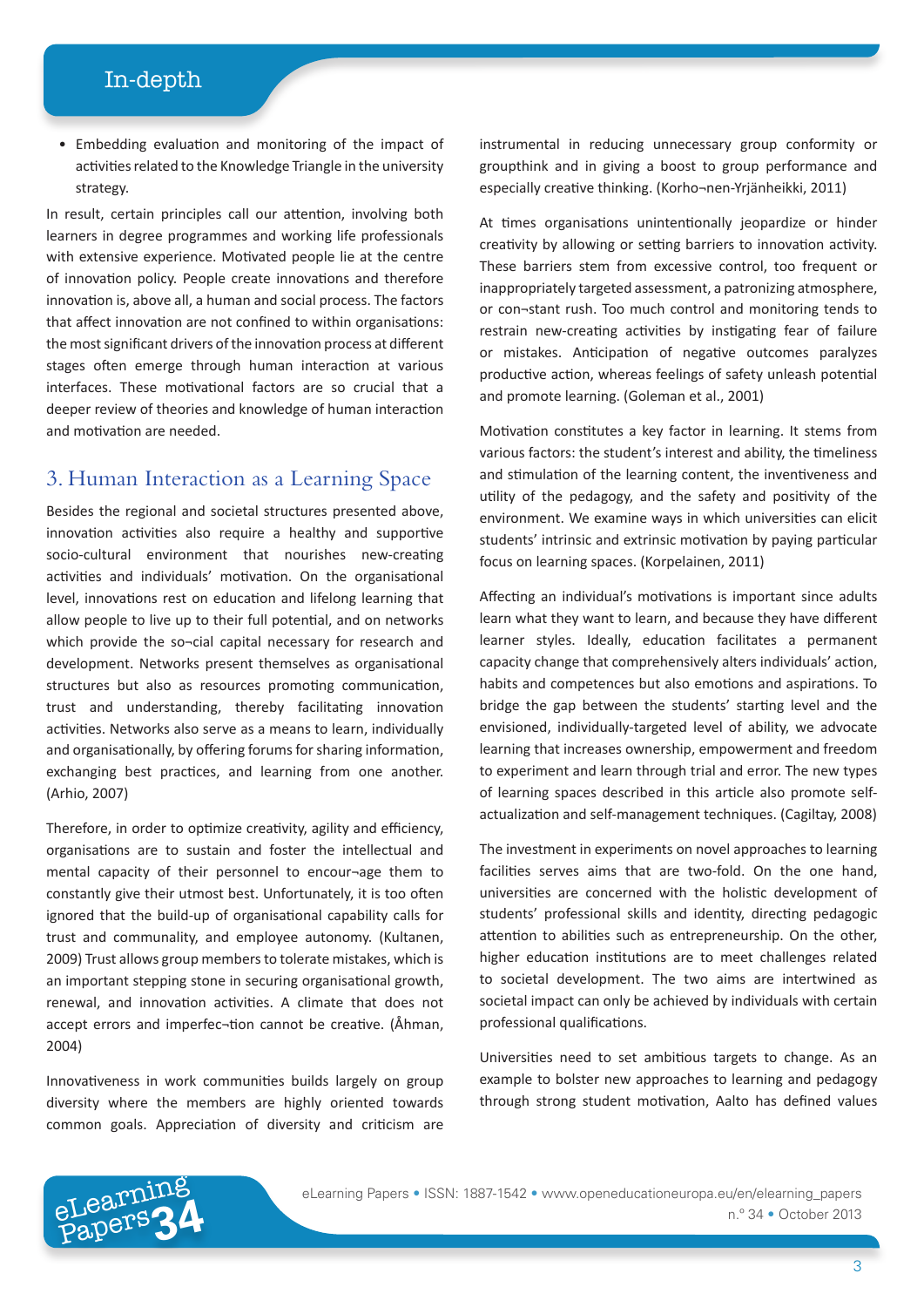- Embedding evaluation and monitoring of the impact of activities related to the Knowledge Triangle in the university strategy.

In result, certain principles call our attention, involving both learners in degree programmes and working life professionals with extensive experience. Motivated people lie at the centre of innovation policy. People create innovations and therefore innovation is, above all, a human and social process. The factors that affect innovation are not confined to within organisations: the most significant drivers of the innovation process at different stages often emerge through human interaction at various interfaces. These motivational factors are so crucial that a deeper review of theories and knowledge of human interaction and motivation are needed.

## 3. Human Interaction as a Learning Space

Besides the regional and societal structures presented above, innovation activities also require a healthy and supportive socio-cultural environment that nourishes new-creating activities and individuals' motivation. On the organisational level, innovations rest on education and lifelong learning that allow people to live up to their full potential, and on networks which provide the so¬cial capital necessary for research and development. Networks present themselves as organisational structures but also as resources promoting communication, trust and understanding, thereby facilitating innovation activities. Networks also serve as a means to learn, individually and organisationally, by offering forums for sharing information, exchanging best practices, and learning from one another. (Arhio, 2007)

Therefore, in order to optimize creativity, agility and efficiency, organisations are to sustain and foster the intellectual and mental capacity of their personnel to encour¬age them to constantly give their utmost best. Unfortunately, it is too often ignored that the build-up of organisational capability calls for trust and communality, and employee autonomy. (Kultanen, 2009) Trust allows group members to tolerate mistakes, which is an important stepping stone in securing organisational growth, renewal, and innovation activities. A climate that does not accept errors and imperfec¬tion cannot be creative. (Åhman, 2004)

Innovativeness in work communities builds largely on group diversity where the members are highly oriented towards common goals. Appreciation of diversity and criticism are instrumental in reducing unnecessary group conformity or groupthink and in giving a boost to group performance and especially creative thinking. (Korho¬nen-Yrjänheikki, 2011)

At times organisations unintentionally jeopardize or hinder creativity by allowing or setting barriers to innovation activity. These barriers stem from excessive control, too frequent or inappropriately targeted assessment, a patronizing atmosphere, or con¬stant rush. Too much control and monitoring tends to restrain new-creating activities by instigating fear of failure or mistakes. Anticipation of negative outcomes paralyzes productive action, whereas feelings of safety unleash potential and promote learning. (Goleman et al., 2001)

Motivation constitutes a key factor in learning. It stems from various factors: the student's interest and ability, the timeliness and stimulation of the learning content, the inventiveness and utility of the pedagogy, and the safety and positivity of the environment. We examine ways in which universities can elicit students' intrinsic and extrinsic motivation by paying particular focus on learning spaces. (Korpelainen, 2011)

Affecting an individual's motivations is important since adults learn what they want to learn, and because they have different learner styles. Ideally, education facilitates a permanent capacity change that comprehensively alters individuals' action, habits and competences but also emotions and aspirations. To bridge the gap between the students' starting level and the envisioned, individually-targeted level of ability, we advocate learning that increases ownership, empowerment and freedom to experiment and learn through trial and error. The new types of learning spaces described in this article also promote self-actualization and self-management techniques. (Cagiltay, 2008)

The investment in experiments on novel approaches to learning facilities serves aims that are two-fold. On the one hand, universities are concerned with the holistic development of students' professional skills and identity, directing pedagogic attention to abilities such as entrepreneurship. On the other, higher education institutions are to meet challenges related to societal development. The two aims are intertwined as societal impact can only be achieved by individuals with certain professional qualifications.

Universities need to set ambitious targets to change. As an example to bolster new approaches to learning and pedagogy through strong student motivation, Aalto has defined values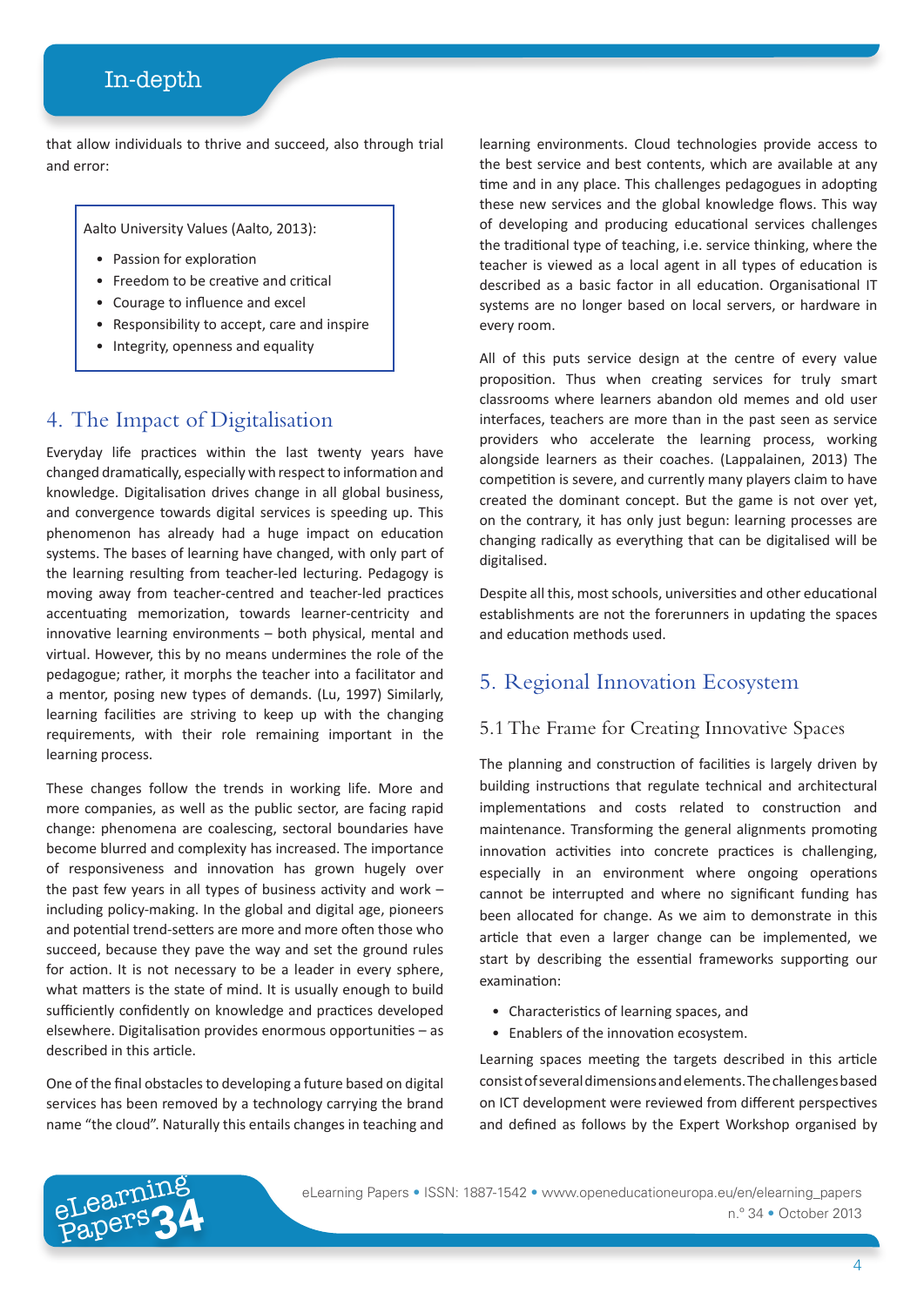that allow individuals to thrive and succeed, also through trial and error:

> Aalto University Values (Aalto, 2013):
>
> - Passion for exploration
> - Freedom to be creative and critical
> - Courage to influence and excel
> - Responsibility to accept, care and inspire
> - Integrity, openness and equality

## 4. The Impact of Digitalisation

Everyday life practices within the last twenty years have changed dramatically, especially with respect to information and knowledge. Digitalisation drives change in all global business, and convergence towards digital services is speeding up. This phenomenon has already had a huge impact on education systems. The bases of learning have changed, with only part of the learning resulting from teacher-led lecturing. Pedagogy is moving away from teacher-centred and teacher-led practices accentuating memorization, towards learner-centricity and innovative learning environments – both physical, mental and virtual. However, this by no means undermines the role of the pedagogue; rather, it morphs the teacher into a facilitator and a mentor, posing new types of demands. (Lu, 1997) Similarly, learning facilities are striving to keep up with the changing requirements, with their role remaining important in the learning process.

These changes follow the trends in working life. More and more companies, as well as the public sector, are facing rapid change: phenomena are coalescing, sectoral boundaries have become blurred and complexity has increased. The importance of responsiveness and innovation has grown hugely over the past few years in all types of business activity and work – including policy-making. In the global and digital age, pioneers and potential trend-setters are more and more often those who succeed, because they pave the way and set the ground rules for action. It is not necessary to be a leader in every sphere, what matters is the state of mind. It is usually enough to build sufficiently confidently on knowledge and practices developed elsewhere. Digitalisation provides enormous opportunities – as described in this article.

One of the final obstacles to developing a future based on digital services has been removed by a technology carrying the brand name "the cloud". Naturally this entails changes in teaching and learning environments. Cloud technologies provide access to the best service and best contents, which are available at any time and in any place. This challenges pedagogues in adopting these new services and the global knowledge flows. This way of developing and producing educational services challenges the traditional type of teaching, i.e. service thinking, where the teacher is viewed as a local agent in all types of education is described as a basic factor in all education. Organisational IT systems are no longer based on local servers, or hardware in every room.

All of this puts service design at the centre of every value proposition. Thus when creating services for truly smart classrooms where learners abandon old memes and old user interfaces, teachers are more than in the past seen as service providers who accelerate the learning process, working alongside learners as their coaches. (Lappalainen, 2013) The competition is severe, and currently many players claim to have created the dominant concept. But the game is not over yet, on the contrary, it has only just begun: learning processes are changing radically as everything that can be digitalised will be digitalised.

Despite all this, most schools, universities and other educational establishments are not the forerunners in updating the spaces and education methods used.

## 5. Regional Innovation Ecosystem

### 5.1 The Frame for Creating Innovative Spaces

The planning and construction of facilities is largely driven by building instructions that regulate technical and architectural implementations and costs related to construction and maintenance. Transforming the general alignments promoting innovation activities into concrete practices is challenging, especially in an environment where ongoing operations cannot be interrupted and where no significant funding has been allocated for change. As we aim to demonstrate in this article that even a larger change can be implemented, we start by describing the essential frameworks supporting our examination:

- Characteristics of learning spaces, and
- Enablers of the innovation ecosystem.

Learning spaces meeting the targets described in this article consist of several dimensions and elements. The challenges based on ICT development were reviewed from different perspectives and defined as follows by the Expert Workshop organised by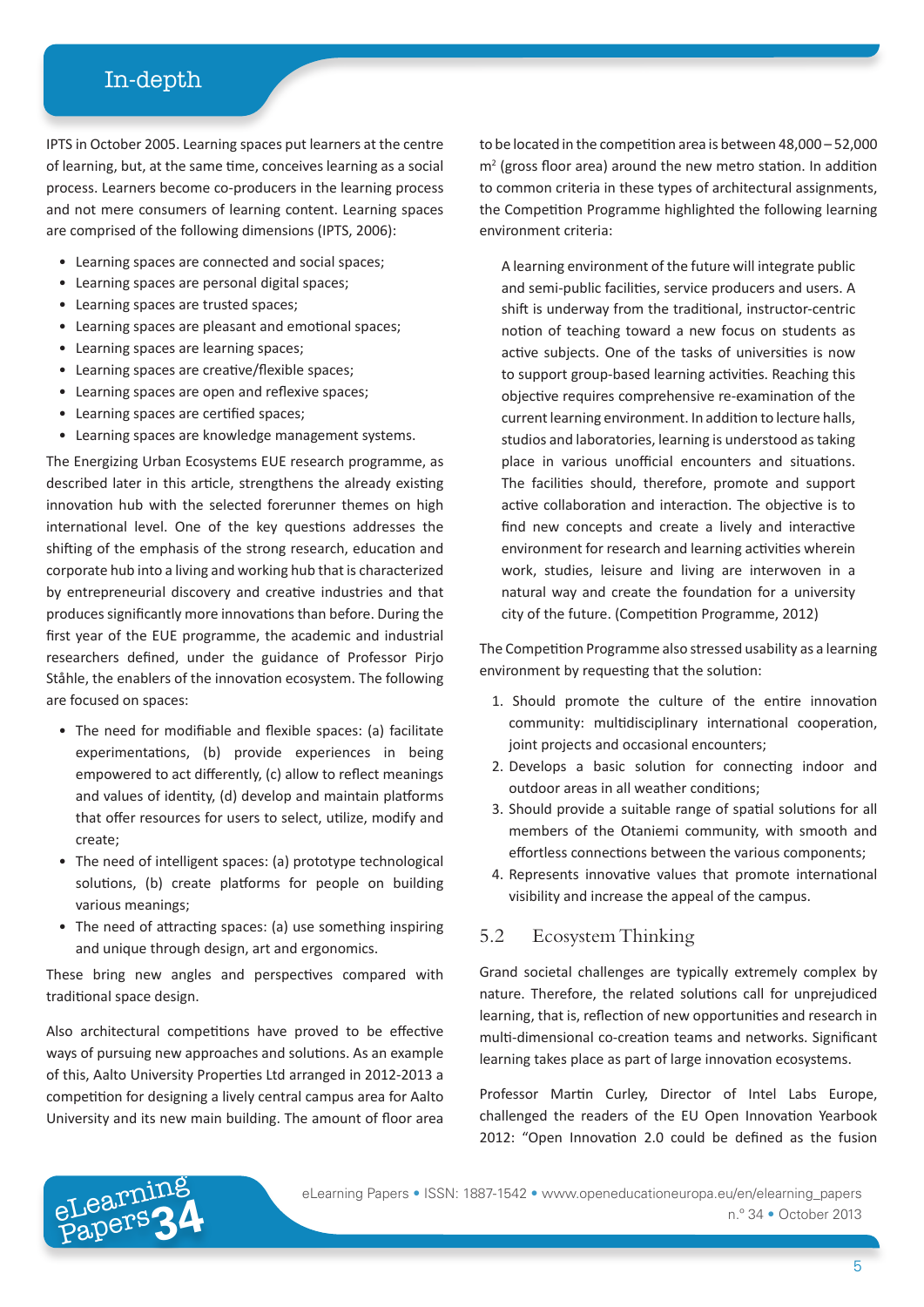IPTS in October 2005. Learning spaces put learners at the centre of learning, but, at the same time, conceives learning as a social process. Learners become co-producers in the learning process and not mere consumers of learning content. Learning spaces are comprised of the following dimensions (IPTS, 2006):

- Learning spaces are connected and social spaces;
- Learning spaces are personal digital spaces;
- Learning spaces are trusted spaces;
- Learning spaces are pleasant and emotional spaces;
- Learning spaces are learning spaces;
- Learning spaces are creative/flexible spaces;
- Learning spaces are open and reflexive spaces;
- Learning spaces are certified spaces;
- Learning spaces are knowledge management systems.

The Energizing Urban Ecosystems EUE research programme, as described later in this article, strengthens the already existing innovation hub with the selected forerunner themes on high international level. One of the key questions addresses the shifting of the emphasis of the strong research, education and corporate hub into a living and working hub that is characterized by entrepreneurial discovery and creative industries and that produces significantly more innovations than before. During the first year of the EUE programme, the academic and industrial researchers defined, under the guidance of Professor Pirjo Ståhle, the enablers of the innovation ecosystem. The following are focused on spaces:

- The need for modifiable and flexible spaces: (a) facilitate experimentations, (b) provide experiences in being empowered to act differently, (c) allow to reflect meanings and values of identity, (d) develop and maintain platforms that offer resources for users to select, utilize, modify and create;
- The need of intelligent spaces: (a) prototype technological solutions, (b) create platforms for people on building various meanings;
- The need of attracting spaces: (a) use something inspiring and unique through design, art and ergonomics.

These bring new angles and perspectives compared with traditional space design.

Also architectural competitions have proved to be effective ways of pursuing new approaches and solutions. As an example of this, Aalto University Properties Ltd arranged in 2012-2013 a competition for designing a lively central campus area for Aalto University and its new main building. The amount of floor area to be located in the competition area is between 48,000 – 52,000 m$^2$ (gross floor area) around the new metro station. In addition to common criteria in these types of architectural assignments, the Competition Programme highlighted the following learning environment criteria:

> A learning environment of the future will integrate public and semi-public facilities, service producers and users. A shift is underway from the traditional, instructor-centric notion of teaching toward a new focus on students as active subjects. One of the tasks of universities is now to support group-based learning activities. Reaching this objective requires comprehensive re-examination of the current learning environment. In addition to lecture halls, studios and laboratories, learning is understood as taking place in various unofficial encounters and situations. The facilities should, therefore, promote and support active collaboration and interaction. The objective is to find new concepts and create a lively and interactive environment for research and learning activities wherein work, studies, leisure and living are interwoven in a natural way and create the foundation for a university city of the future. (Competition Programme, 2012)

The Competition Programme also stressed usability as a learning environment by requesting that the solution:

1. Should promote the culture of the entire innovation community: multidisciplinary international cooperation, joint projects and occasional encounters;
2. Develops a basic solution for connecting indoor and outdoor areas in all weather conditions;
3. Should provide a suitable range of spatial solutions for all members of the Otaniemi community, with smooth and effortless connections between the various components;
4. Represents innovative values that promote international visibility and increase the appeal of the campus.

## 5.2 Ecosystem Thinking

Grand societal challenges are typically extremely complex by nature. Therefore, the related solutions call for unprejudiced learning, that is, reflection of new opportunities and research in multi-dimensional co-creation teams and networks. Significant learning takes place as part of large innovation ecosystems.

Professor Martin Curley, Director of Intel Labs Europe, challenged the readers of the EU Open Innovation Yearbook 2012: "Open Innovation 2.0 could be defined as the fusion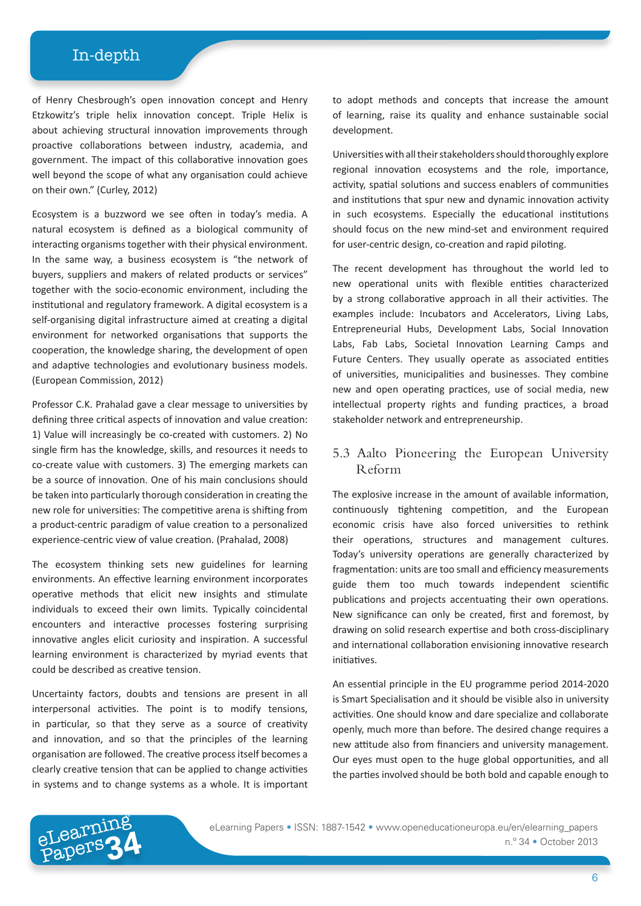of Henry Chesbrough's open innovation concept and Henry Etzkowitz's triple helix innovation concept. Triple Helix is about achieving structural innovation improvements through proactive collaborations between industry, academia, and government. The impact of this collaborative innovation goes well beyond the scope of what any organisation could achieve on their own." (Curley, 2012)

Ecosystem is a buzzword we see often in today's media. A natural ecosystem is defined as a biological community of interacting organisms together with their physical environment. In the same way, a business ecosystem is "the network of buyers, suppliers and makers of related products or services" together with the socio-economic environment, including the institutional and regulatory framework. A digital ecosystem is a self-organising digital infrastructure aimed at creating a digital environment for networked organisations that supports the cooperation, the knowledge sharing, the development of open and adaptive technologies and evolutionary business models. (European Commission, 2012)

Professor C.K. Prahalad gave a clear message to universities by defining three critical aspects of innovation and value creation: 1) Value will increasingly be co-created with customers. 2) No single firm has the knowledge, skills, and resources it needs to co-create value with customers. 3) The emerging markets can be a source of innovation. One of his main conclusions should be taken into particularly thorough consideration in creating the new role for universities: The competitive arena is shifting from a product-centric paradigm of value creation to a personalized experience-centric view of value creation. (Prahalad, 2008)

The ecosystem thinking sets new guidelines for learning environments. An effective learning environment incorporates operative methods that elicit new insights and stimulate individuals to exceed their own limits. Typically coincidental encounters and interactive processes fostering surprising innovative angles elicit curiosity and inspiration. A successful learning environment is characterized by myriad events that could be described as creative tension.

Uncertainty factors, doubts and tensions are present in all interpersonal activities. The point is to modify tensions, in particular, so that they serve as a source of creativity and innovation, and so that the principles of the learning organisation are followed. The creative process itself becomes a clearly creative tension that can be applied to change activities in systems and to change systems as a whole. It is important to adopt methods and concepts that increase the amount of learning, raise its quality and enhance sustainable social development.

Universities with all their stakeholders should thoroughly explore regional innovation ecosystems and the role, importance, activity, spatial solutions and success enablers of communities and institutions that spur new and dynamic innovation activity in such ecosystems. Especially the educational institutions should focus on the new mind-set and environment required for user-centric design, co-creation and rapid piloting.

The recent development has throughout the world led to new operational units with flexible entities characterized by a strong collaborative approach in all their activities. The examples include: Incubators and Accelerators, Living Labs, Entrepreneurial Hubs, Development Labs, Social Innovation Labs, Fab Labs, Societal Innovation Learning Camps and Future Centers. They usually operate as associated entities of universities, municipalities and businesses. They combine new and open operating practices, use of social media, new intellectual property rights and funding practices, a broad stakeholder network and entrepreneurship.

## 5.3 Aalto Pioneering the European University Reform

The explosive increase in the amount of available information, continuously tightening competition, and the European economic crisis have also forced universities to rethink their operations, structures and management cultures. Today's university operations are generally characterized by fragmentation: units are too small and efficiency measurements guide them too much towards independent scientific publications and projects accentuating their own operations. New significance can only be created, first and foremost, by drawing on solid research expertise and both cross-disciplinary and international collaboration envisioning innovative research initiatives.

An essential principle in the EU programme period 2014-2020 is Smart Specialisation and it should be visible also in university activities. One should know and dare specialize and collaborate openly, much more than before. The desired change requires a new attitude also from financiers and university management. Our eyes must open to the huge global opportunities, and all the parties involved should be both bold and capable enough to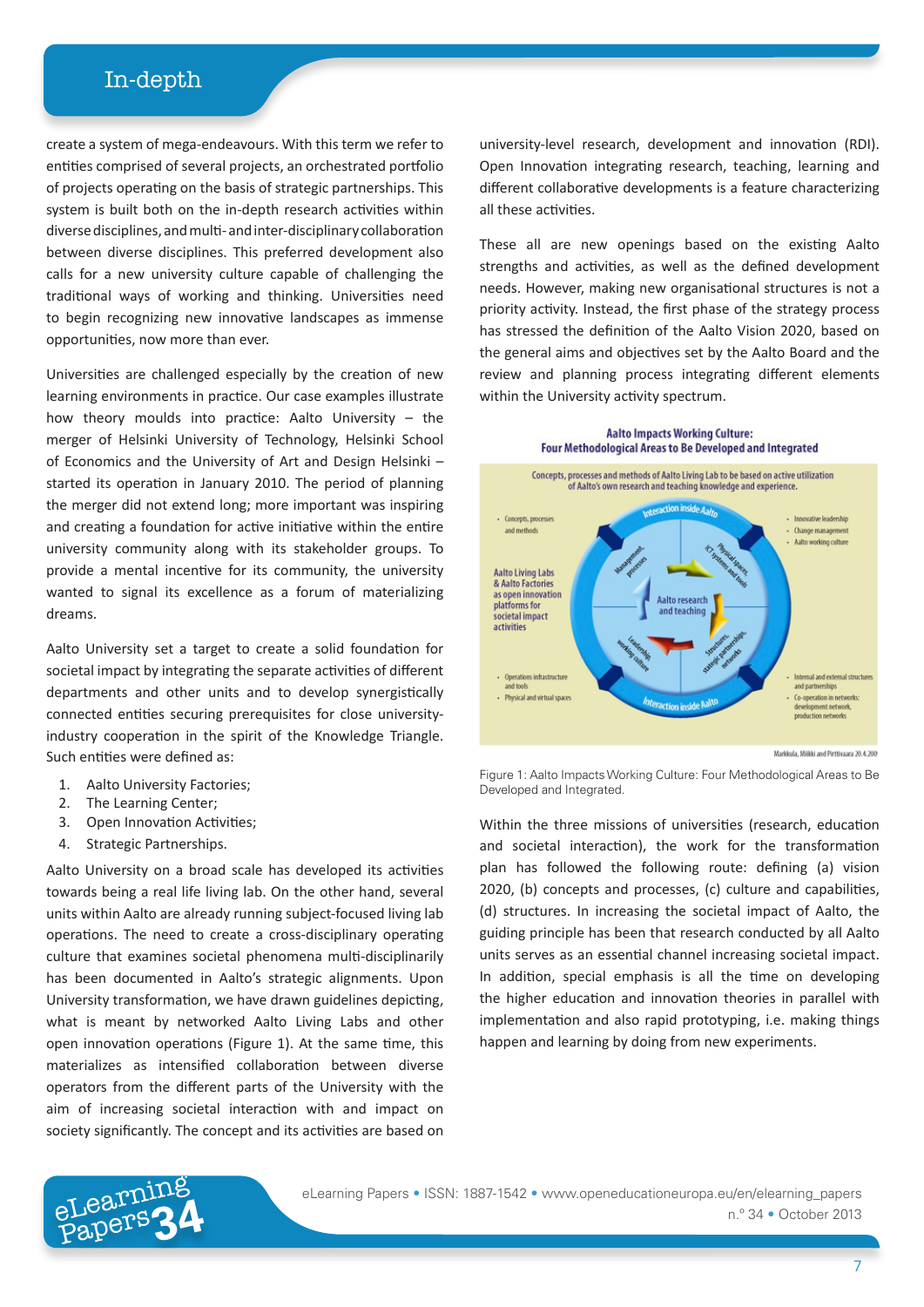create a system of mega-endeavours. With this term we refer to entities comprised of several projects, an orchestrated portfolio of projects operating on the basis of strategic partnerships. This system is built both on the in-depth research activities within diverse disciplines, and multi- and inter-disciplinary collaboration between diverse disciplines. This preferred development also calls for a new university culture capable of challenging the traditional ways of working and thinking. Universities need to begin recognizing new innovative landscapes as immense opportunities, now more than ever.

Universities are challenged especially by the creation of new learning environments in practice. Our case examples illustrate how theory moulds into practice: Aalto University – the merger of Helsinki University of Technology, Helsinki School of Economics and the University of Art and Design Helsinki – started its operation in January 2010. The period of planning the merger did not extend long; more important was inspiring and creating a foundation for active initiative within the entire university community along with its stakeholder groups. To provide a mental incentive for its community, the university wanted to signal its excellence as a forum of materializing dreams.

Aalto University set a target to create a solid foundation for societal impact by integrating the separate activities of different departments and other units and to develop synergistically connected entities securing prerequisites for close university-industry cooperation in the spirit of the Knowledge Triangle. Such entities were defined as:

1. Aalto University Factories;
2. The Learning Center;
3. Open Innovation Activities;
4. Strategic Partnerships.

Aalto University on a broad scale has developed its activities towards being a real life living lab. On the other hand, several units within Aalto are already running subject-focused living lab operations. The need to create a cross-disciplinary operating culture that examines societal phenomena multi-disciplinarily has been documented in Aalto's strategic alignments. Upon University transformation, we have drawn guidelines depicting, what is meant by networked Aalto Living Labs and other open innovation operations (Figure 1). At the same time, this materializes as intensified collaboration between diverse operators from the different parts of the University with the aim of increasing societal interaction with and impact on society significantly. The concept and its activities are based on university-level research, development and innovation (RDI). Open Innovation integrating research, teaching, learning and different collaborative developments is a feature characterizing all these activities.

These all are new openings based on the existing Aalto strengths and activities, as well as the defined development needs. However, making new organisational structures is not a priority activity. Instead, the first phase of the strategy process has stressed the definition of the Aalto Vision 2020, based on the general aims and objectives set by the Aalto Board and the review and planning process integrating different elements within the University activity spectrum.

Figure 1: Aalto Impacts Working Culture: Four Methodological Areas to Be Developed and Integrated.

Within the three missions of universities (research, education and societal interaction), the work for the transformation plan has followed the following route: defining (a) vision 2020, (b) concepts and processes, (c) culture and capabilities, (d) structures. In increasing the societal impact of Aalto, the guiding principle has been that research conducted by all Aalto units serves as an essential channel increasing societal impact. In addition, special emphasis is all the time on developing the higher education and innovation theories in parallel with implementation and also rapid prototyping, i.e. making things happen and learning by doing from new experiments.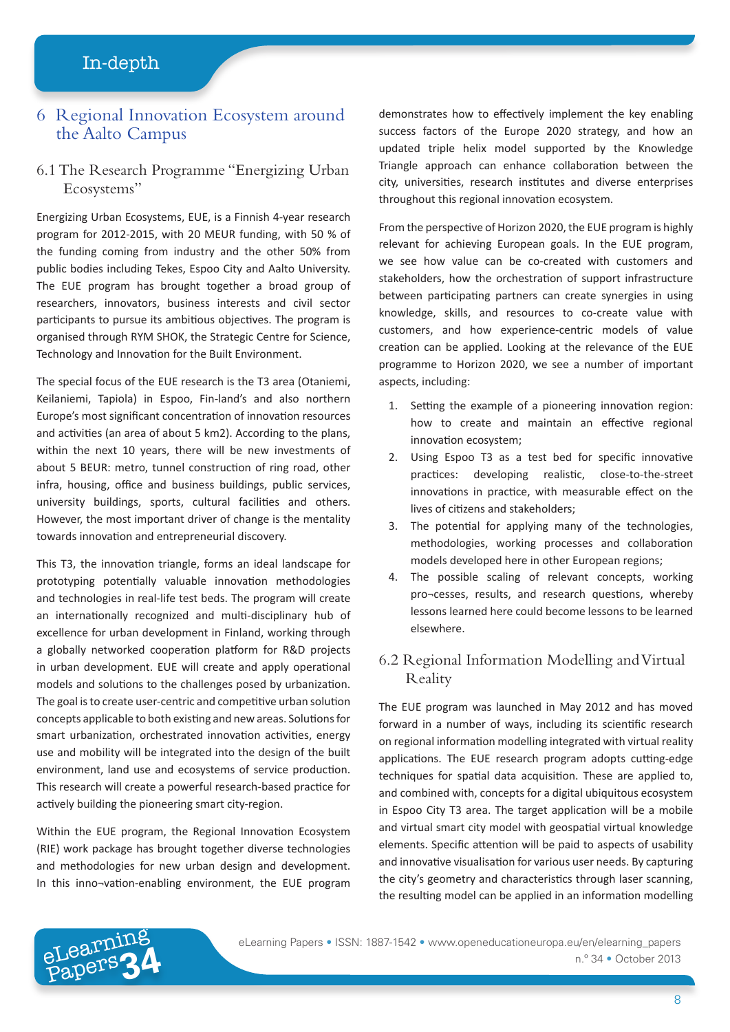## 6 Regional Innovation Ecosystem around the Aalto Campus

### 6.1 The Research Programme "Energizing Urban Ecosystems"

Energizing Urban Ecosystems, EUE, is a Finnish 4-year research program for 2012-2015, with 20 MEUR funding, with 50 % of the funding coming from industry and the other 50% from public bodies including Tekes, Espoo City and Aalto University. The EUE program has brought together a broad group of researchers, innovators, business interests and civil sector participants to pursue its ambitious objectives. The program is organised through RYM SHOK, the Strategic Centre for Science, Technology and Innovation for the Built Environment.

The special focus of the EUE research is the T3 area (Otaniemi, Keilaniemi, Tapiola) in Espoo, Fin-land's and also northern Europe's most significant concentration of innovation resources and activities (an area of about 5 km2). According to the plans, within the next 10 years, there will be new investments of about 5 BEUR: metro, tunnel construction of ring road, other infra, housing, office and business buildings, public services, university buildings, sports, cultural facilities and others. However, the most important driver of change is the mentality towards innovation and entrepreneurial discovery.

This T3, the innovation triangle, forms an ideal landscape for prototyping potentially valuable innovation methodologies and technologies in real-life test beds. The program will create an internationally recognized and multi-disciplinary hub of excellence for urban development in Finland, working through a globally networked cooperation platform for R&D projects in urban development. EUE will create and apply operational models and solutions to the challenges posed by urbanization. The goal is to create user-centric and competitive urban solution concepts applicable to both existing and new areas. Solutions for smart urbanization, orchestrated innovation activities, energy use and mobility will be integrated into the design of the built environment, land use and ecosystems of service production. This research will create a powerful research-based practice for actively building the pioneering smart city-region.

Within the EUE program, the Regional Innovation Ecosystem (RIE) work package has brought together diverse technologies and methodologies for new urban design and development. In this inno¬vation-enabling environment, the EUE program demonstrates how to effectively implement the key enabling success factors of the Europe 2020 strategy, and how an updated triple helix model supported by the Knowledge Triangle approach can enhance collaboration between the city, universities, research institutes and diverse enterprises throughout this regional innovation ecosystem.

From the perspective of Horizon 2020, the EUE program is highly relevant for achieving European goals. In the EUE program, we see how value can be co-created with customers and stakeholders, how the orchestration of support infrastructure between participating partners can create synergies in using knowledge, skills, and resources to co-create value with customers, and how experience-centric models of value creation can be applied. Looking at the relevance of the EUE programme to Horizon 2020, we see a number of important aspects, including:

1. Setting the example of a pioneering innovation region: how to create and maintain an effective regional innovation ecosystem;
2. Using Espoo T3 as a test bed for specific innovative practices: developing realistic, close-to-the-street innovations in practice, with measurable effect on the lives of citizens and stakeholders;
3. The potential for applying many of the technologies, methodologies, working processes and collaboration models developed here in other European regions;
4. The possible scaling of relevant concepts, working pro¬cesses, results, and research questions, whereby lessons learned here could become lessons to be learned elsewhere.

### 6.2 Regional Information Modelling and Virtual Reality

The EUE program was launched in May 2012 and has moved forward in a number of ways, including its scientific research on regional information modelling integrated with virtual reality applications. The EUE research program adopts cutting-edge techniques for spatial data acquisition. These are applied to, and combined with, concepts for a digital ubiquitous ecosystem in Espoo City T3 area. The target application will be a mobile and virtual smart city model with geospatial virtual knowledge elements. Specific attention will be paid to aspects of usability and innovative visualisation for various user needs. By capturing the city's geometry and characteristics through laser scanning, the resulting model can be applied in an information modelling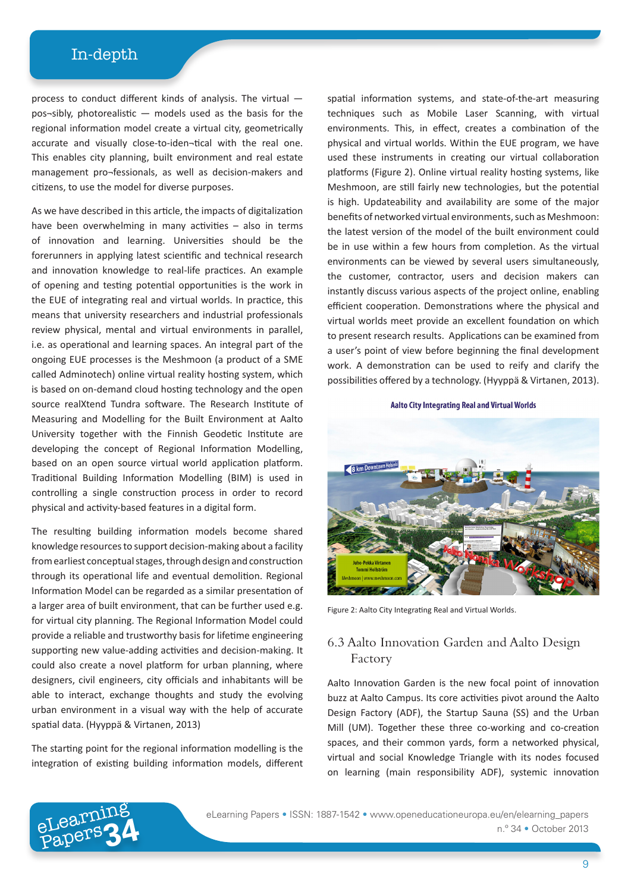process to conduct different kinds of analysis. The virtual — pos¬sibly, photorealistic — models used as the basis for the regional information model create a virtual city, geometrically accurate and visually close-to-iden¬tical with the real one. This enables city planning, built environment and real estate management pro¬fessionals, as well as decision-makers and citizens, to use the model for diverse purposes.

As we have described in this article, the impacts of digitalization have been overwhelming in many activities – also in terms of innovation and learning. Universities should be the forerunners in applying latest scientific and technical research and innovation knowledge to real-life practices. An example of opening and testing potential opportunities is the work in the EUE of integrating real and virtual worlds. In practice, this means that university researchers and industrial professionals review physical, mental and virtual environments in parallel, i.e. as operational and learning spaces. An integral part of the ongoing EUE processes is the Meshmoon (a product of a SME called Adminotech) online virtual reality hosting system, which is based on on-demand cloud hosting technology and the open source realXtend Tundra software. The Research Institute of Measuring and Modelling for the Built Environment at Aalto University together with the Finnish Geodetic Institute are developing the concept of Regional Information Modelling, based on an open source virtual world application platform. Traditional Building Information Modelling (BIM) is used in controlling a single construction process in order to record physical and activity-based features in a digital form.

The resulting building information models become shared knowledge resources to support decision-making about a facility from earliest conceptual stages, through design and construction through its operational life and eventual demolition. Regional Information Model can be regarded as a similar presentation of a larger area of built environment, that can be further used e.g. for virtual city planning. The Regional Information Model could provide a reliable and trustworthy basis for lifetime engineering supporting new value-adding activities and decision-making. It could also create a novel platform for urban planning, where designers, civil engineers, city officials and inhabitants will be able to interact, exchange thoughts and study the evolving urban environment in a visual way with the help of accurate spatial data. (Hyyppä & Virtanen, 2013)

The starting point for the regional information modelling is the integration of existing building information models, different spatial information systems, and state-of-the-art measuring techniques such as Mobile Laser Scanning, with virtual environments. This, in effect, creates a combination of the physical and virtual worlds. Within the EUE program, we have used these instruments in creating our virtual collaboration platforms (Figure 2). Online virtual reality hosting systems, like Meshmoon, are still fairly new technologies, but the potential is high. Updateability and availability are some of the major benefits of networked virtual environments, such as Meshmoon: the latest version of the model of the built environment could be in use within a few hours from completion. As the virtual environments can be viewed by several users simultaneously, the customer, contractor, users and decision makers can instantly discuss various aspects of the project online, enabling efficient cooperation. Demonstrations where the physical and virtual worlds meet provide an excellent foundation on which to present research results. Applications can be examined from a user's point of view before beginning the final development work. A demonstration can be used to reify and clarify the possibilities offered by a technology. (Hyyppä & Virtanen, 2013).

Figure 2: Aalto City Integrating Real and Virtual Worlds.

## 6.3 Aalto Innovation Garden and Aalto Design Factory

Aalto Innovation Garden is the new focal point of innovation buzz at Aalto Campus. Its core activities pivot around the Aalto Design Factory (ADF), the Startup Sauna (SS) and the Urban Mill (UM). Together these three co-working and co-creation spaces, and their common yards, form a networked physical, virtual and social Knowledge Triangle with its nodes focused on learning (main responsibility ADF), systemic innovation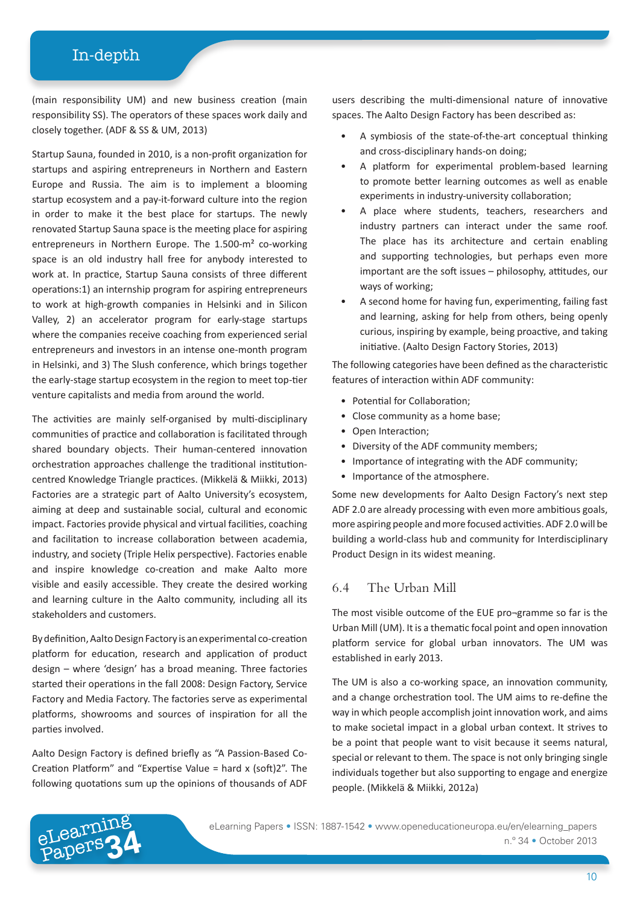(main responsibility UM) and new business creation (main responsibility SS). The operators of these spaces work daily and closely together. (ADF & SS & UM, 2013)

Startup Sauna, founded in 2010, is a non-profit organization for startups and aspiring entrepreneurs in Northern and Eastern Europe and Russia. The aim is to implement a blooming startup ecosystem and a pay-it-forward culture into the region in order to make it the best place for startups. The newly renovated Startup Sauna space is the meeting place for aspiring entrepreneurs in Northern Europe. The 1.500-m² co-working space is an old industry hall free for anybody interested to work at. In practice, Startup Sauna consists of three different operations:1) an internship program for aspiring entrepreneurs to work at high-growth companies in Helsinki and in Silicon Valley, 2) an accelerator program for early-stage startups where the companies receive coaching from experienced serial entrepreneurs and investors in an intense one-month program in Helsinki, and 3) The Slush conference, which brings together the early-stage startup ecosystem in the region to meet top-tier venture capitalists and media from around the world.

The activities are mainly self-organised by multi-disciplinary communities of practice and collaboration is facilitated through shared boundary objects. Their human-centered innovation orchestration approaches challenge the traditional institution-centred Knowledge Triangle practices. (Mikkelä & Miikki, 2013) Factories are a strategic part of Aalto University's ecosystem, aiming at deep and sustainable social, cultural and economic impact. Factories provide physical and virtual facilities, coaching and facilitation to increase collaboration between academia, industry, and society (Triple Helix perspective). Factories enable and inspire knowledge co-creation and make Aalto more visible and easily accessible. They create the desired working and learning culture in the Aalto community, including all its stakeholders and customers.

By definition, Aalto Design Factory is an experimental co-creation platform for education, research and application of product design – where 'design' has a broad meaning. Three factories started their operations in the fall 2008: Design Factory, Service Factory and Media Factory. The factories serve as experimental platforms, showrooms and sources of inspiration for all the parties involved.

Aalto Design Factory is defined briefly as "A Passion-Based Co-Creation Platform" and "Expertise Value = hard x (soft)2". The following quotations sum up the opinions of thousands of ADF users describing the multi-dimensional nature of innovative spaces. The Aalto Design Factory has been described as:

- A symbiosis of the state-of-the-art conceptual thinking and cross-disciplinary hands-on doing;
- A platform for experimental problem-based learning to promote better learning outcomes as well as enable experiments in industry-university collaboration;
- A place where students, teachers, researchers and industry partners can interact under the same roof. The place has its architecture and certain enabling and supporting technologies, but perhaps even more important are the soft issues – philosophy, attitudes, our ways of working;
- A second home for having fun, experimenting, failing fast and learning, asking for help from others, being openly curious, inspiring by example, being proactive, and taking initiative. (Aalto Design Factory Stories, 2013)

The following categories have been defined as the characteristic features of interaction within ADF community:

- Potential for Collaboration;
- Close community as a home base;
- Open Interaction;
- Diversity of the ADF community members;
- Importance of integrating with the ADF community;
- Importance of the atmosphere.

Some new developments for Aalto Design Factory's next step ADF 2.0 are already processing with even more ambitious goals, more aspiring people and more focused activities. ADF 2.0 will be building a world-class hub and community for Interdisciplinary Product Design in its widest meaning.

## 6.4 The Urban Mill

The most visible outcome of the EUE pro¬gramme so far is the Urban Mill (UM). It is a thematic focal point and open innovation platform service for global urban innovators. The UM was established in early 2013.

The UM is also a co-working space, an innovation community, and a change orchestration tool. The UM aims to re-define the way in which people accomplish joint innovation work, and aims to make societal impact in a global urban context. It strives to be a point that people want to visit because it seems natural, special or relevant to them. The space is not only bringing single individuals together but also supporting to engage and energize people. (Mikkelä & Miikki, 2012a)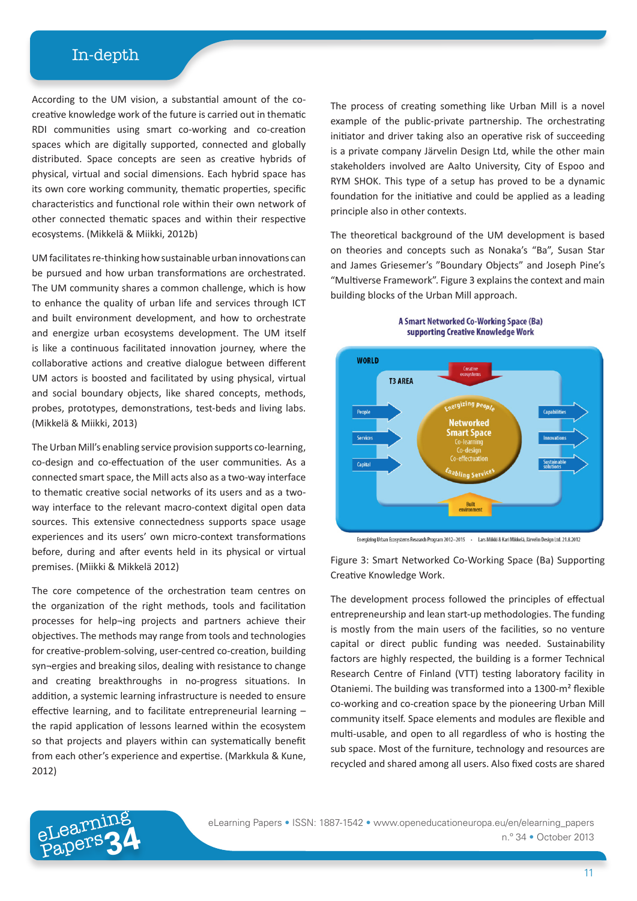According to the UM vision, a substantial amount of the co-creative knowledge work of the future is carried out in thematic RDI communities using smart co-working and co-creation spaces which are digitally supported, connected and globally distributed. Space concepts are seen as creative hybrids of physical, virtual and social dimensions. Each hybrid space has its own core working community, thematic properties, specific characteristics and functional role within their own network of other connected thematic spaces and within their respective ecosystems. (Mikkelä & Miikki, 2012b)

UM facilitates re-thinking how sustainable urban innovations can be pursued and how urban transformations are orchestrated. The UM community shares a common challenge, which is how to enhance the quality of urban life and services through ICT and built environment development, and how to orchestrate and energize urban ecosystems development. The UM itself is like a continuous facilitated innovation journey, where the collaborative actions and creative dialogue between different UM actors is boosted and facilitated by using physical, virtual and social boundary objects, like shared concepts, methods, probes, prototypes, demonstrations, test-beds and living labs. (Mikkelä & Miikki, 2013)

The Urban Mill's enabling service provision supports co-learning, co-design and co-effectuation of the user communities. As a connected smart space, the Mill acts also as a two-way interface to thematic creative social networks of its users and as a two-way interface to the relevant macro-context digital open data sources. This extensive connectedness supports space usage experiences and its users' own micro-context transformations before, during and after events held in its physical or virtual premises. (Miikki & Mikkelä 2012)

The core competence of the orchestration team centres on the organization of the right methods, tools and facilitation processes for help¬ing projects and partners achieve their objectives. The methods may range from tools and technologies for creative-problem-solving, user-centred co-creation, building syn¬ergies and breaking silos, dealing with resistance to change and creating breakthroughs in no-progress situations. In addition, a systemic learning infrastructure is needed to ensure effective learning, and to facilitate entrepreneurial learning – the rapid application of lessons learned within the ecosystem so that projects and players within can systematically benefit from each other's experience and expertise. (Markkula & Kune, 2012)

The process of creating something like Urban Mill is a novel example of the public-private partnership. The orchestrating initiator and driver taking also an operative risk of succeeding is a private company Järvelin Design Ltd, while the other main stakeholders involved are Aalto University, City of Espoo and RYM SHOK. This type of a setup has proved to be a dynamic foundation for the initiative and could be applied as a leading principle also in other contexts.

The theoretical background of the UM development is based on theories and concepts such as Nonaka's "Ba", Susan Star and James Griesemer's "Boundary Objects" and Joseph Pine's "Multiverse Framework". Figure 3 explains the context and main building blocks of the Urban Mill approach.

**A Smart Networked Co-Working Space (Ba) supporting Creative Knowledge Work**

WORLD — T3 AREA — Creative ecosystems — People — Services — Capital — Energizing People — Networked Smart Space — Co-learning — Co-design — Co-effectuation — Enabling Services — Capabilities — Innovations — Sustainable solutions — Built environment

Energizing Urban Ecosystems Research Program 2012–2015 · Lars Miikki & Kari Mikkelä, Järvelin Design Ltd. 21.8.2012

Figure 3: Smart Networked Co-Working Space (Ba) Supporting Creative Knowledge Work.

The development process followed the principles of effectual entrepreneurship and lean start-up methodologies. The funding is mostly from the main users of the facilities, so no venture capital or direct public funding was needed. Sustainability factors are highly respected, the building is a former Technical Research Centre of Finland (VTT) testing laboratory facility in Otaniemi. The building was transformed into a 1300-m² flexible co-working and co-creation space by the pioneering Urban Mill community itself. Space elements and modules are flexible and multi-usable, and open to all regardless of who is hosting the sub space. Most of the furniture, technology and resources are recycled and shared among all users. Also fixed costs are shared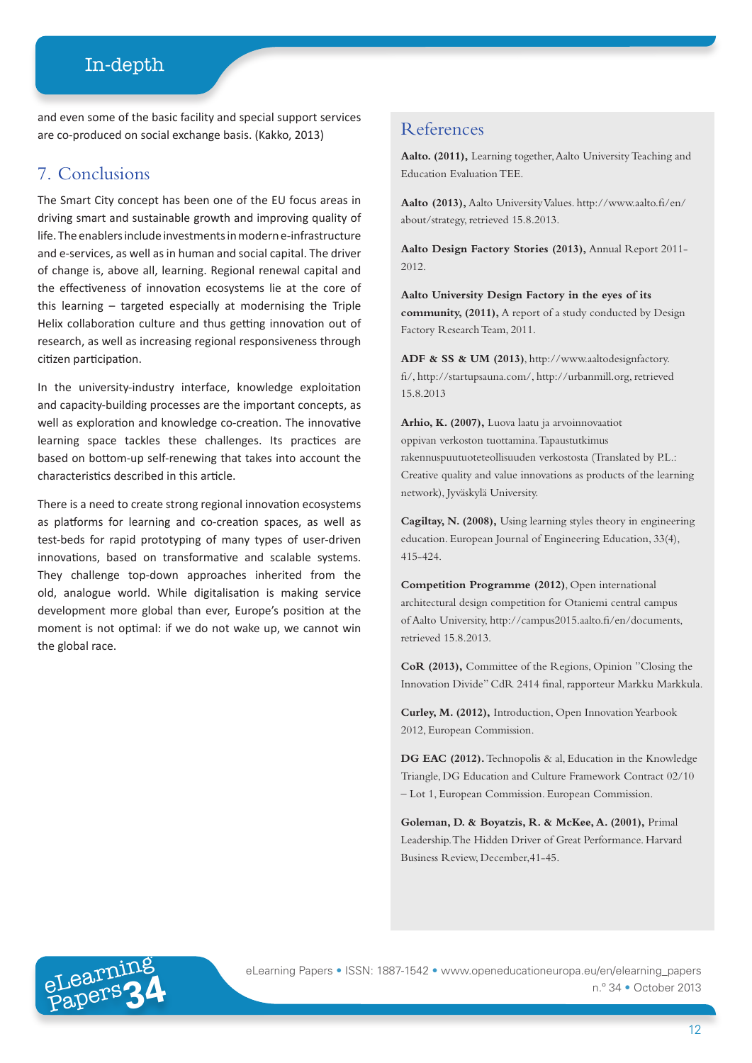and even some of the basic facility and special support services are co-produced on social exchange basis. (Kakko, 2013)

## 7. Conclusions

The Smart City concept has been one of the EU focus areas in driving smart and sustainable growth and improving quality of life. The enablers include investments in modern e-infrastructure and e-services, as well as in human and social capital. The driver of change is, above all, learning. Regional renewal capital and the effectiveness of innovation ecosystems lie at the core of this learning – targeted especially at modernising the Triple Helix collaboration culture and thus getting innovation out of research, as well as increasing regional responsiveness through citizen participation.

In the university-industry interface, knowledge exploitation and capacity-building processes are the important concepts, as well as exploration and knowledge co-creation. The innovative learning space tackles these challenges. Its practices are based on bottom-up self-renewing that takes into account the characteristics described in this article.

There is a need to create strong regional innovation ecosystems as platforms for learning and co-creation spaces, as well as test-beds for rapid prototyping of many types of user-driven innovations, based on transformative and scalable systems. They challenge top-down approaches inherited from the old, analogue world. While digitalisation is making service development more global than ever, Europe's position at the moment is not optimal: if we do not wake up, we cannot win the global race.

## References

**Aalto. (2011),** Learning together, Aalto University Teaching and Education Evaluation TEE.

**Aalto (2013),** Aalto University Values. http://www.aalto.fi/en/about/strategy, retrieved 15.8.2013.

**Aalto Design Factory Stories (2013),** Annual Report 2011-2012.

**Aalto University Design Factory in the eyes of its community, (2011),** A report of a study conducted by Design Factory Research Team, 2011.

**ADF & SS & UM (2013)**, http://www.aaltodesignfactory.fi/, http://startupsauna.com/, http://urbanmill.org, retrieved 15.8.2013

**Arhio, K. (2007),** Luova laatu ja arvoinnovaatiot oppivan verkoston tuottamina. Tapaustutkimus rakennuspuutuoteteollisuuden verkostosta (Translated by P.L.: Creative quality and value innovations as products of the learning network), Jyväskylä University.

**Cagiltay, N. (2008),** Using learning styles theory in engineering education. European Journal of Engineering Education, 33(4), 415-424.

**Competition Programme (2012)**, Open international architectural design competition for Otaniemi central campus of Aalto University, http://campus2015.aalto.fi/en/documents, retrieved 15.8.2013.

**CoR (2013),** Committee of the Regions, Opinion "Closing the Innovation Divide" CdR 2414 final, rapporteur Markku Markkula.

**Curley, M. (2012),** Introduction, Open Innovation Yearbook 2012, European Commission.

**DG EAC (2012).** Technopolis & al, Education in the Knowledge Triangle, DG Education and Culture Framework Contract 02/10 – Lot 1, European Commission. European Commission.

**Goleman, D. & Boyatzis, R. & McKee, A. (2001),** Primal Leadership. The Hidden Driver of Great Performance. Harvard Business Review, December, 41-45.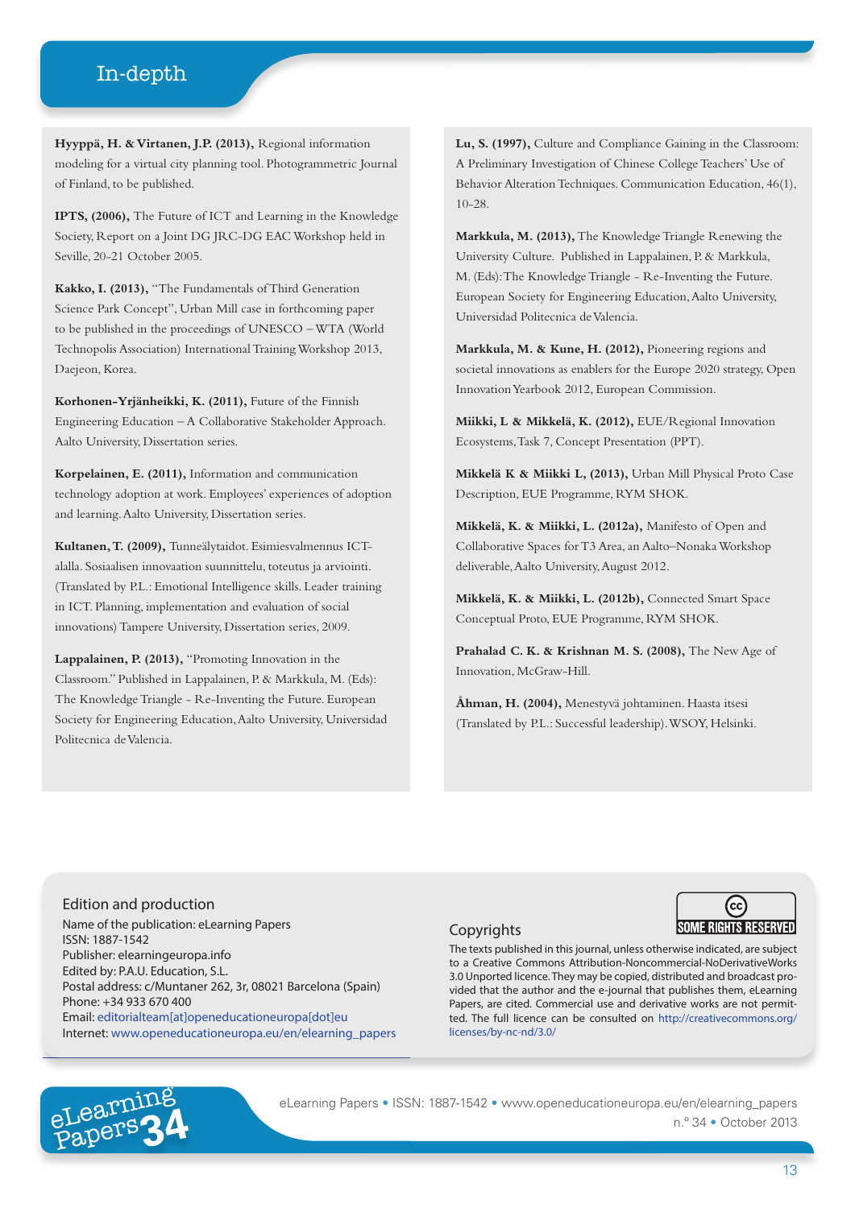**Hyyppä, H. & Virtanen, J.P. (2013),** Regional information modeling for a virtual city planning tool. Photogrammetric Journal of Finland, to be published.

**IPTS, (2006),** The Future of ICT and Learning in the Knowledge Society, Report on a Joint DG JRC-DG EAC Workshop held in Seville, 20-21 October 2005.

**Kakko, I. (2013),** "The Fundamentals of Third Generation Science Park Concept", Urban Mill case in forthcoming paper to be published in the proceedings of UNESCO – WTA (World Technopolis Association) International Training Workshop 2013, Daejeon, Korea.

**Korhonen-Yrjänheikki, K. (2011),** Future of the Finnish Engineering Education – A Collaborative Stakeholder Approach. Aalto University, Dissertation series.

**Korpelainen, E. (2011),** Information and communication technology adoption at work. Employees' experiences of adoption and learning. Aalto University, Dissertation series.

**Kultanen, T. (2009),** Tunneälytaidot. Esimiesvalmennus ICT-alalla. Sosiaalisen innovaation suunnittelu, toteutus ja arviointi. (Translated by P.L.: Emotional Intelligence skills. Leader training in ICT. Planning, implementation and evaluation of social innovations) Tampere University, Dissertation series, 2009.

**Lappalainen, P. (2013),** "Promoting Innovation in the Classroom." Published in Lappalainen, P. & Markkula, M. (Eds): The Knowledge Triangle - Re-Inventing the Future. European Society for Engineering Education, Aalto University, Universidad Politecnica de Valencia.

**Lu, S. (1997),** Culture and Compliance Gaining in the Classroom: A Preliminary Investigation of Chinese College Teachers' Use of Behavior Alteration Techniques. Communication Education, 46(1), 10-28.

**Markkula, M. (2013),** The Knowledge Triangle Renewing the University Culture. Published in Lappalainen, P. & Markkula, M. (Eds): The Knowledge Triangle - Re-Inventing the Future. European Society for Engineering Education, Aalto University, Universidad Politecnica de Valencia.

**Markkula, M. & Kune, H. (2012),** Pioneering regions and societal innovations as enablers for the Europe 2020 strategy, Open Innovation Yearbook 2012, European Commission.

**Miikki, L & Mikkelä, K. (2012),** EUE/Regional Innovation Ecosystems, Task 7, Concept Presentation (PPT).

**Mikkelä K & Miikki L, (2013),** Urban Mill Physical Proto Case Description, EUE Programme, RYM SHOK.

**Mikkelä, K. & Miikki, L. (2012a),** Manifesto of Open and Collaborative Spaces for T3 Area, an Aalto–Nonaka Workshop deliverable, Aalto University, August 2012.

**Mikkelä, K. & Miikki, L. (2012b),** Connected Smart Space Conceptual Proto, EUE Programme, RYM SHOK.

**Prahalad C. K. & Krishnan M. S. (2008),** The New Age of Innovation, McGraw-Hill.

**Åhman, H. (2004),** Menestyvä johtaminen. Haasta itsesi (Translated by P.L.: Successful leadership). WSOY, Helsinki.

## Edition and production

Name of the publication: eLearning Papers
ISSN: 1887-1542
Publisher: elearningeuropa.info
Edited by: P.A.U. Education, S.L.
Postal address: c/Muntaner 262, 3r, 08021 Barcelona (Spain)
Phone: +34 933 670 400
Email: editorialteam[at]openeducationeuropa[dot]eu
Internet: www.openeducationeuropa.eu/en/elearning_papers

## Copyrights

SOME RIGHTS RESERVED

The texts published in this journal, unless otherwise indicated, are subject to a Creative Commons Attribution-Noncommercial-NoDerivativeWorks 3.0 Unported licence. They may be copied, distributed and broadcast provided that the author and the e-journal that publishes them, eLearning Papers, are cited. Commercial use and derivative works are not permitted. The full licence can be consulted on http://creativecommons.org/licenses/by-nc-nd/3.0/